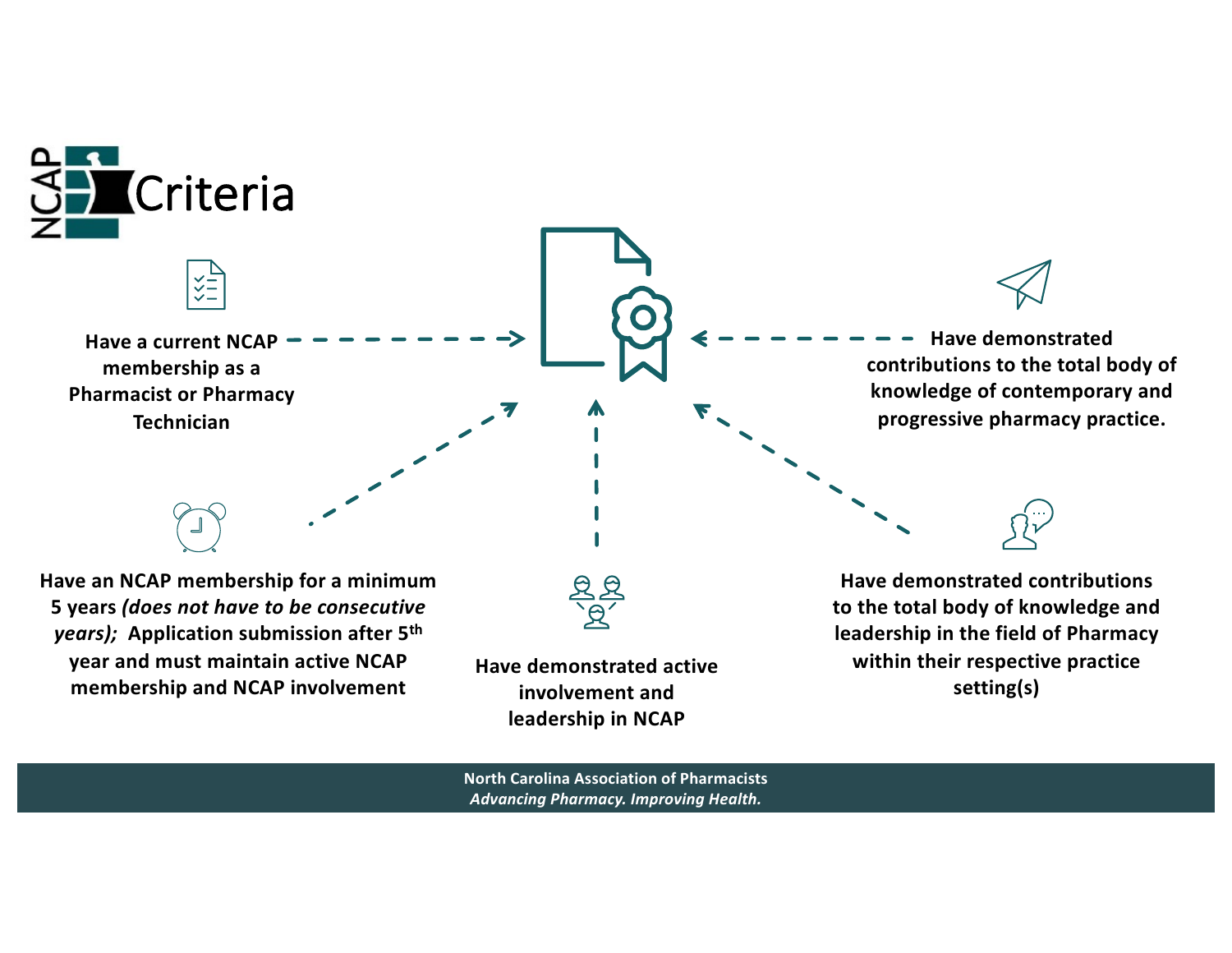# NCAP Criteria

- Have a current NCAP membership as a Pharmacist or Pharmacy Technician
- Have demonstrated contributions to the total body of knowledge of contemporary and progressive pharmacy practice.
- Have an NCAP membership for a minimum 5 years *(does not have to be consecutive years);* Application submission after 5th year and must maintain active NCAP membership and NCAP involvement
- Have demonstrated active involvement and leadership in NCAP
- Have demonstrated contributions to the total body of knowledge and leadership in the field of Pharmacy within their respective practice setting(s)

**North Carolina Association of Pharmacists**
***Advancing Pharmacy. Improving Health.***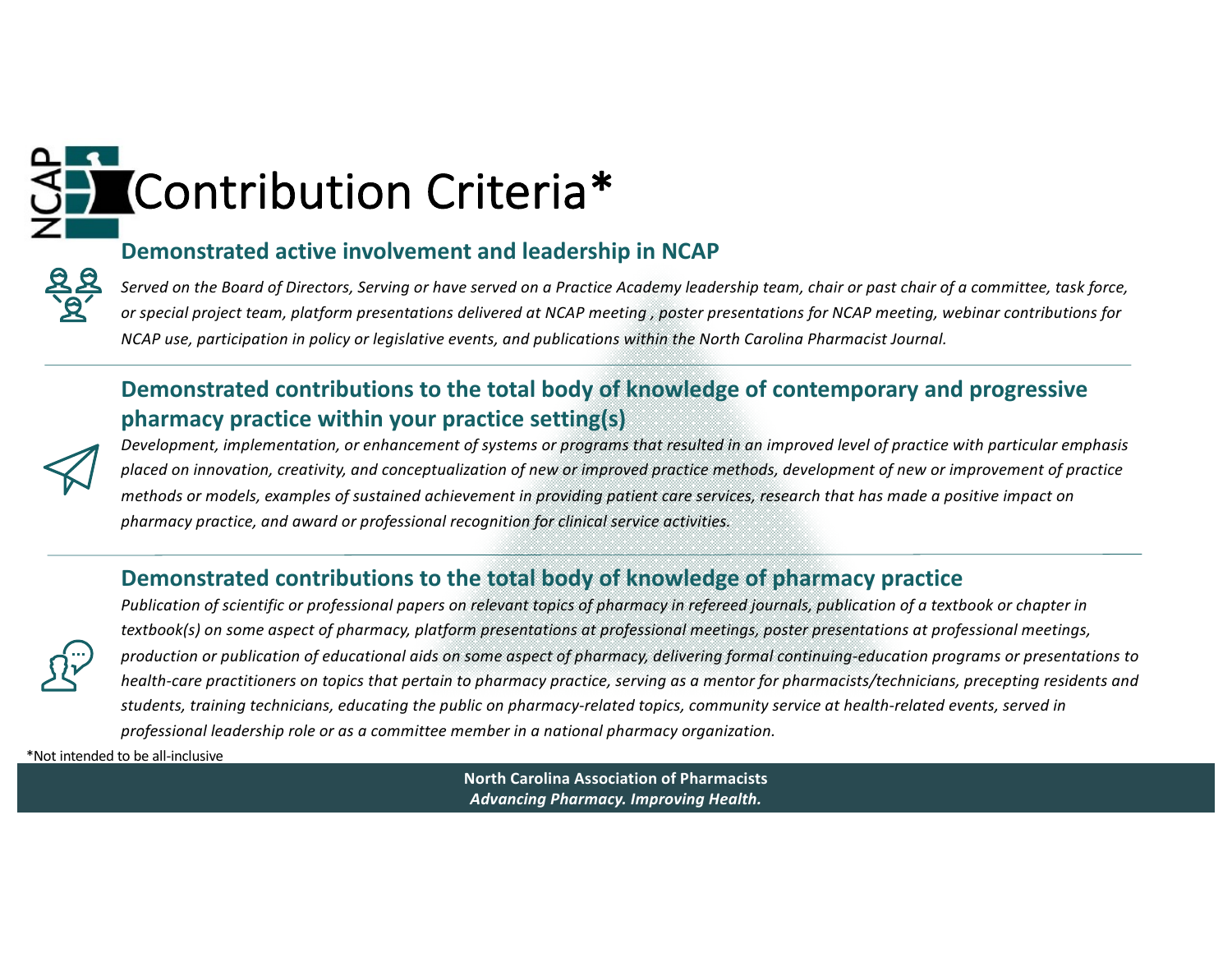# Contribution Criteria*

## Demonstrated active involvement and leadership in NCAP

*Served on the Board of Directors, Serving or have served on a Practice Academy leadership team, chair or past chair of a committee, task force, or special project team, platform presentations delivered at NCAP meeting , poster presentations for NCAP meeting, webinar contributions for NCAP use, participation in policy or legislative events, and publications within the North Carolina Pharmacist Journal.*

## Demonstrated contributions to the total body of knowledge of contemporary and progressive pharmacy practice within your practice setting(s)

*Development, implementation, or enhancement of systems or programs that resulted in an improved level of practice with particular emphasis placed on innovation, creativity, and conceptualization of new or improved practice methods, development of new or improvement of practice methods or models, examples of sustained achievement in providing patient care services, research that has made a positive impact on pharmacy practice, and award or professional recognition for clinical service activities.*

## Demonstrated contributions to the total body of knowledge of pharmacy practice

*Publication of scientific or professional papers on relevant topics of pharmacy in refereed journals, publication of a textbook or chapter in textbook(s) on some aspect of pharmacy, platform presentations at professional meetings, poster presentations at professional meetings, production or publication of educational aids on some aspect of pharmacy, delivering formal continuing-education programs or presentations to health-care practitioners on topics that pertain to pharmacy practice, serving as a mentor for pharmacists/technicians, precepting residents and students, training technicians, educating the public on pharmacy-related topics, community service at health-related events, served in professional leadership role or as a committee member in a national pharmacy organization.*

*Not intended to be all-inclusive

**North Carolina Association of Pharmacists**
***Advancing Pharmacy. Improving Health.***